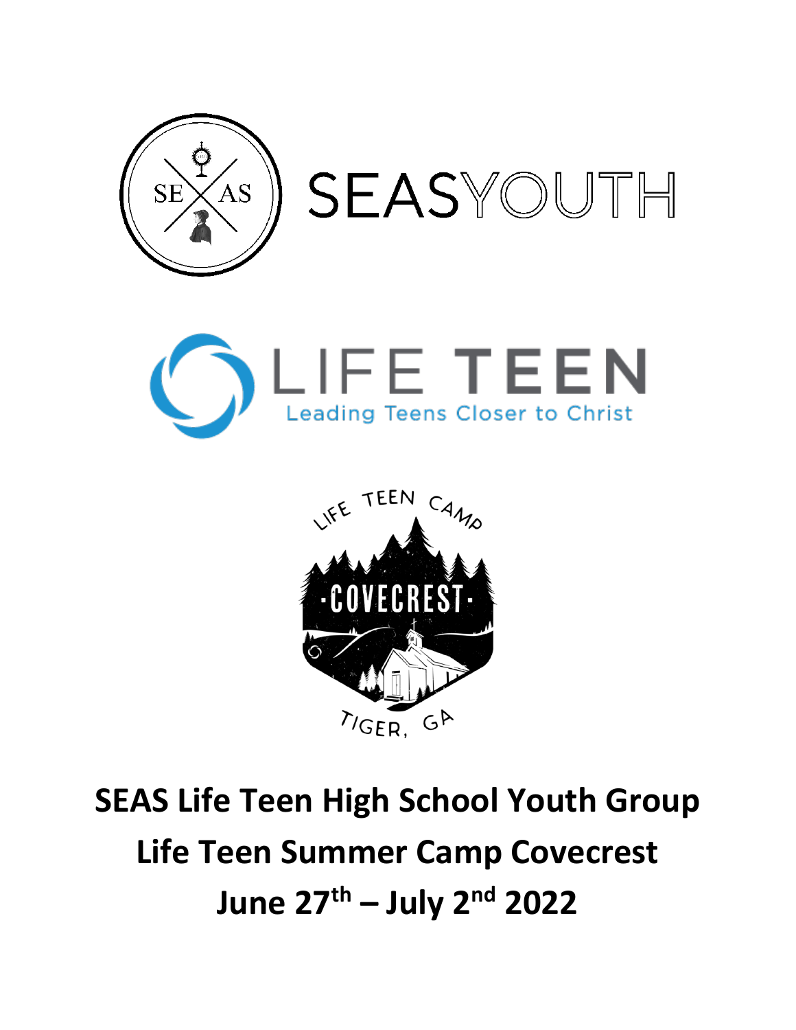SEASYOUTH

LIFE TEEN

Leading Teens Closer to Christ

LIFE TEEN CAMP

COVECREST

TIGER, GA

# SEAS Life Teen High School Youth Group

# Life Teen Summer Camp Covecrest

# June 27th – July 2nd 2022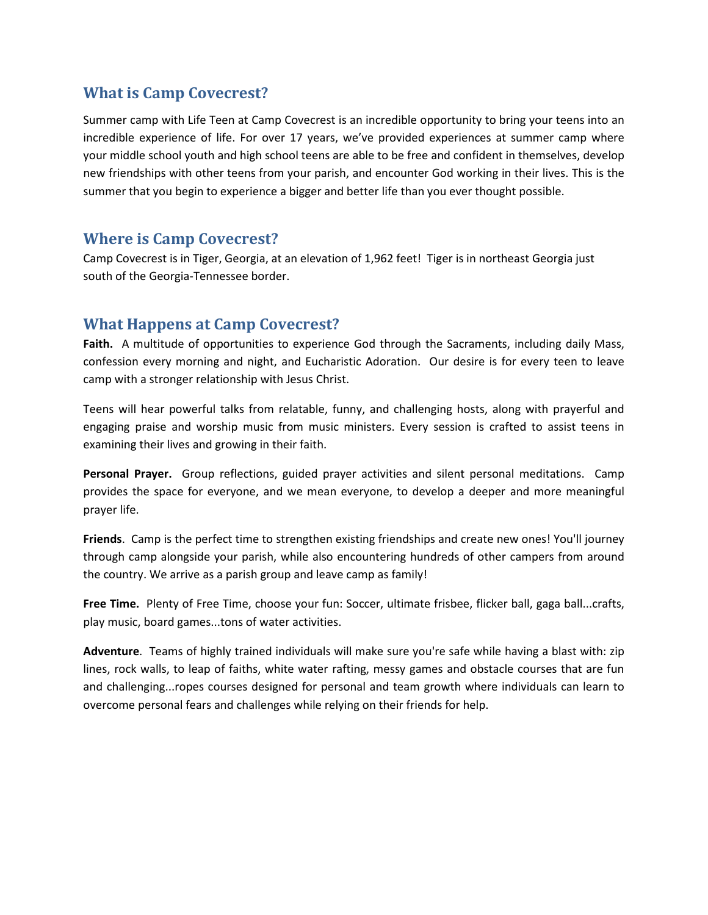## What is Camp Covecrest?

Summer camp with Life Teen at Camp Covecrest is an incredible opportunity to bring your teens into an incredible experience of life. For over 17 years, we've provided experiences at summer camp where your middle school youth and high school teens are able to be free and confident in themselves, develop new friendships with other teens from your parish, and encounter God working in their lives. This is the summer that you begin to experience a bigger and better life than you ever thought possible.

## Where is Camp Covecrest?

Camp Covecrest is in Tiger, Georgia, at an elevation of 1,962 feet! Tiger is in northeast Georgia just south of the Georgia-Tennessee border.

## What Happens at Camp Covecrest?

**Faith.** A multitude of opportunities to experience God through the Sacraments, including daily Mass, confession every morning and night, and Eucharistic Adoration. Our desire is for every teen to leave camp with a stronger relationship with Jesus Christ.

Teens will hear powerful talks from relatable, funny, and challenging hosts, along with prayerful and engaging praise and worship music from music ministers. Every session is crafted to assist teens in examining their lives and growing in their faith.

**Personal Prayer.** Group reflections, guided prayer activities and silent personal meditations. Camp provides the space for everyone, and we mean everyone, to develop a deeper and more meaningful prayer life.

**Friends**. Camp is the perfect time to strengthen existing friendships and create new ones! You'll journey through camp alongside your parish, while also encountering hundreds of other campers from around the country. We arrive as a parish group and leave camp as family!

**Free Time.** Plenty of Free Time, choose your fun: Soccer, ultimate frisbee, flicker ball, gaga ball...crafts, play music, board games...tons of water activities.

**Adventure**. Teams of highly trained individuals will make sure you're safe while having a blast with: zip lines, rock walls, to leap of faiths, white water rafting, messy games and obstacle courses that are fun and challenging...ropes courses designed for personal and team growth where individuals can learn to overcome personal fears and challenges while relying on their friends for help.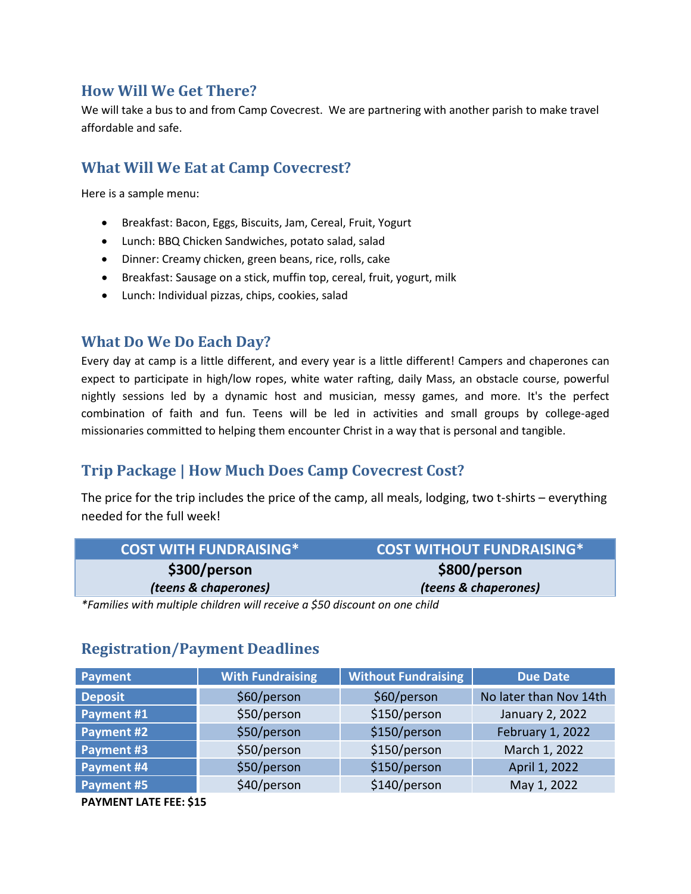## How Will We Get There?

We will take a bus to and from Camp Covecrest. We are partnering with another parish to make travel affordable and safe.

## What Will We Eat at Camp Covecrest?

Here is a sample menu:

- Breakfast: Bacon, Eggs, Biscuits, Jam, Cereal, Fruit, Yogurt
- Lunch: BBQ Chicken Sandwiches, potato salad, salad
- Dinner: Creamy chicken, green beans, rice, rolls, cake
- Breakfast: Sausage on a stick, muffin top, cereal, fruit, yogurt, milk
- Lunch: Individual pizzas, chips, cookies, salad

## What Do We Do Each Day?

Every day at camp is a little different, and every year is a little different! Campers and chaperones can expect to participate in high/low ropes, white water rafting, daily Mass, an obstacle course, powerful nightly sessions led by a dynamic host and musician, messy games, and more. It's the perfect combination of faith and fun. Teens will be led in activities and small groups by college-aged missionaries committed to helping them encounter Christ in a way that is personal and tangible.

## Trip Package | How Much Does Camp Covecrest Cost?

The price for the trip includes the price of the camp, all meals, lodging, two t-shirts – everything needed for the full week!

| COST WITH FUNDRAISING* | COST WITHOUT FUNDRAISING* |
|---|---|
| **$300/person** *(teens & chaperones)* | **$800/person** *(teens & chaperones)* |

*\*Families with multiple children will receive a $50 discount on one child*

## Registration/Payment Deadlines

| Payment | With Fundraising | Without Fundraising | Due Date |
|---|---|---|---|
| **Deposit** | $60/person | $60/person | No later than Nov 14th |
| **Payment #1** | $50/person | $150/person | January 2, 2022 |
| **Payment #2** | $50/person | $150/person | February 1, 2022 |
| **Payment #3** | $50/person | $150/person | March 1, 2022 |
| **Payment #4** | $50/person | $150/person | April 1, 2022 |
| **Payment #5** | $40/person | $140/person | May 1, 2022 |

**PAYMENT LATE FEE: $15**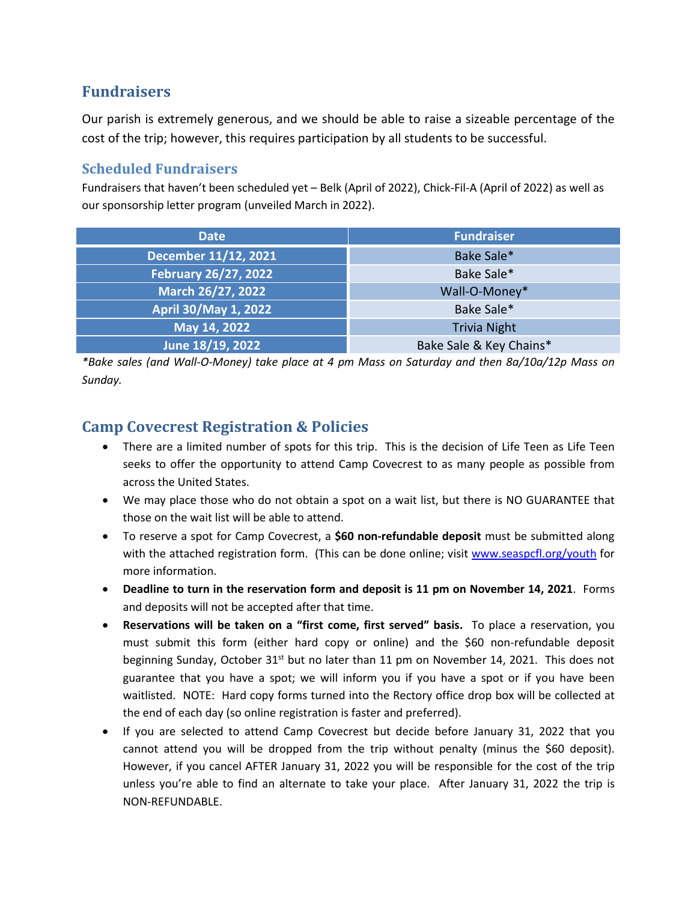## Fundraisers

Our parish is extremely generous, and we should be able to raise a sizeable percentage of the cost of the trip; however, this requires participation by all students to be successful.

### Scheduled Fundraisers

Fundraisers that haven't been scheduled yet – Belk (April of 2022), Chick-Fil-A (April of 2022) as well as our sponsorship letter program (unveiled March in 2022).

| Date | Fundraiser |
| --- | --- |
| December 11/12, 2021 | Bake Sale* |
| February 26/27, 2022 | Bake Sale* |
| March 26/27, 2022 | Wall-O-Money* |
| April 30/May 1, 2022 | Bake Sale* |
| May 14, 2022 | Trivia Night |
| June 18/19, 2022 | Bake Sale & Key Chains* |

*\*Bake sales (and Wall-O-Money) take place at 4 pm Mass on Saturday and then 8a/10a/12p Mass on Sunday.*

## Camp Covecrest Registration & Policies

- There are a limited number of spots for this trip. This is the decision of Life Teen as Life Teen seeks to offer the opportunity to attend Camp Covecrest to as many people as possible from across the United States.
- We may place those who do not obtain a spot on a wait list, but there is NO GUARANTEE that those on the wait list will be able to attend.
- To reserve a spot for Camp Covecrest, a **$60 non-refundable deposit** must be submitted along with the attached registration form. (This can be done online; visit www.seaspcfl.org/youth for more information.
- **Deadline to turn in the reservation form and deposit is 11 pm on November 14, 2021**. Forms and deposits will not be accepted after that time.
- **Reservations will be taken on a "first come, first served" basis.** To place a reservation, you must submit this form (either hard copy or online) and the $60 non-refundable deposit beginning Sunday, October 31st but no later than 11 pm on November 14, 2021. This does not guarantee that you have a spot; we will inform you if you have a spot or if you have been waitlisted. NOTE: Hard copy forms turned into the Rectory office drop box will be collected at the end of each day (so online registration is faster and preferred).
- If you are selected to attend Camp Covecrest but decide before January 31, 2022 that you cannot attend you will be dropped from the trip without penalty (minus the $60 deposit). However, if you cancel AFTER January 31, 2022 you will be responsible for the cost of the trip unless you're able to find an alternate to take your place. After January 31, 2022 the trip is NON-REFUNDABLE.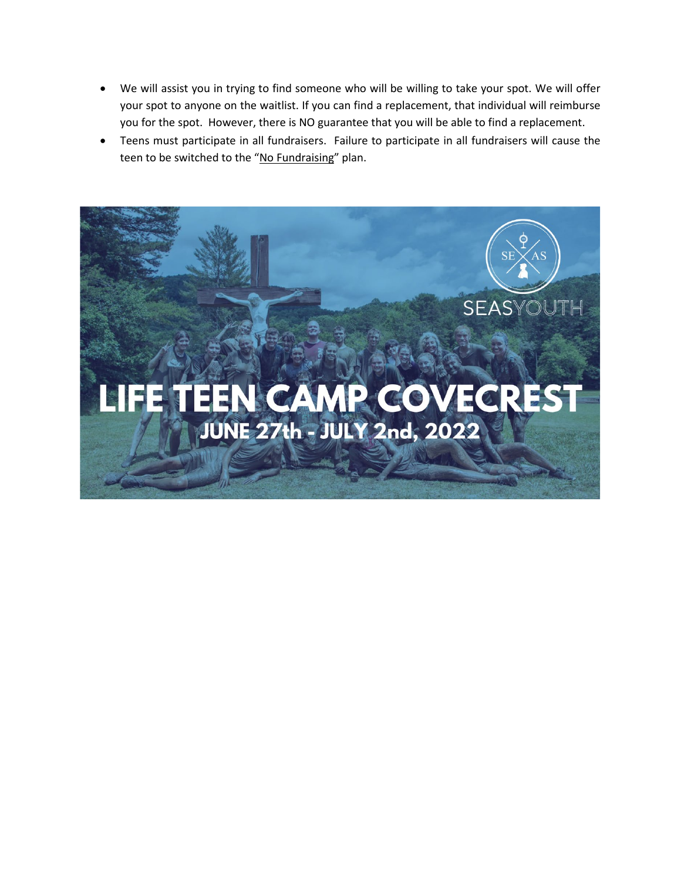- We will assist you in trying to find someone who will be willing to take your spot. We will offer your spot to anyone on the waitlist. If you can find a replacement, that individual will reimburse you for the spot. However, there is NO guarantee that you will be able to find a replacement.
- Teens must participate in all fundraisers. Failure to participate in all fundraisers will cause the teen to be switched to the "No Fundraising" plan.

SEASYOUTH

# LIFE TEEN CAMP COVECREST

**JUNE 27th - JULY 2nd, 2022**